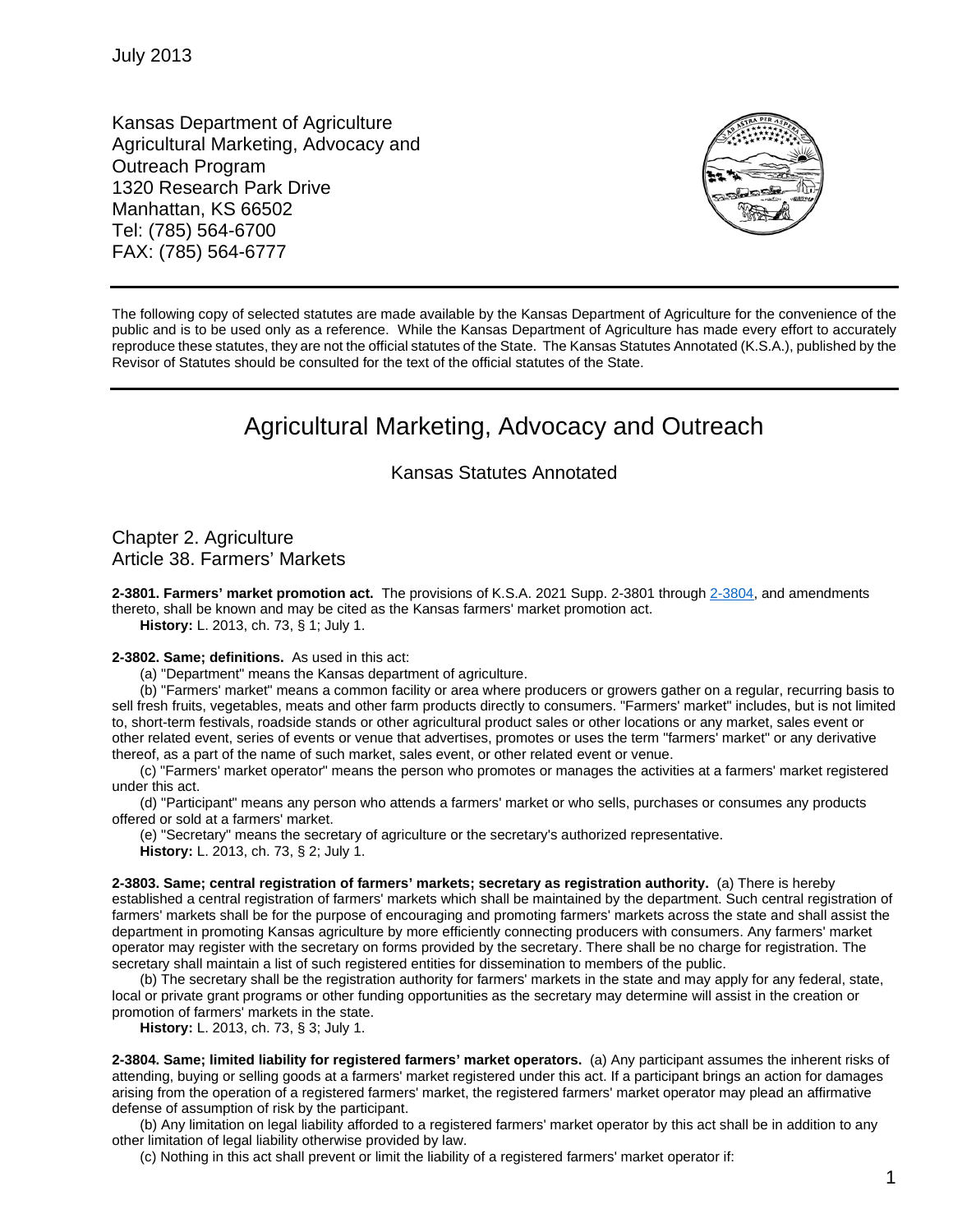July 2013

Kansas Department of Agriculture
Agricultural Marketing, Advocacy and Outreach Program
1320 Research Park Drive
Manhattan, KS 66502
Tel: (785) 564-6700
FAX: (785) 564-6777

The following copy of selected statutes are made available by the Kansas Department of Agriculture for the convenience of the public and is to be used only as a reference. While the Kansas Department of Agriculture has made every effort to accurately reproduce these statutes, they are not the official statutes of the State. The Kansas Statutes Annotated (K.S.A.), published by the Revisor of Statutes should be consulted for the text of the official statutes of the State.

# Agricultural Marketing, Advocacy and Outreach

## Kansas Statutes Annotated

### Chapter 2. Agriculture
### Article 38. Farmers' Markets

**2-3801. Farmers' market promotion act.** The provisions of K.S.A. 2021 Supp. 2-3801 through 2-3804, and amendments thereto, shall be known and may be cited as the Kansas farmers' market promotion act.

**History:** L. 2013, ch. 73, § 1; July 1.

**2-3802. Same; definitions.** As used in this act:

(a) "Department" means the Kansas department of agriculture.

(b) "Farmers' market" means a common facility or area where producers or growers gather on a regular, recurring basis to sell fresh fruits, vegetables, meats and other farm products directly to consumers. "Farmers' market" includes, but is not limited to, short-term festivals, roadside stands or other agricultural product sales or other locations or any market, sales event or other related event, series of events or venue that advertises, promotes or uses the term "farmers' market" or any derivative thereof, as a part of the name of such market, sales event, or other related event or venue.

(c) "Farmers' market operator" means the person who promotes or manages the activities at a farmers' market registered under this act.

(d) "Participant" means any person who attends a farmers' market or who sells, purchases or consumes any products offered or sold at a farmers' market.

(e) "Secretary" means the secretary of agriculture or the secretary's authorized representative.

**History:** L. 2013, ch. 73, § 2; July 1.

**2-3803. Same; central registration of farmers' markets; secretary as registration authority.** (a) There is hereby established a central registration of farmers' markets which shall be maintained by the department. Such central registration of farmers' markets shall be for the purpose of encouraging and promoting farmers' markets across the state and shall assist the department in promoting Kansas agriculture by more efficiently connecting producers with consumers. Any farmers' market operator may register with the secretary on forms provided by the secretary. There shall be no charge for registration. The secretary shall maintain a list of such registered entities for dissemination to members of the public.

(b) The secretary shall be the registration authority for farmers' markets in the state and may apply for any federal, state, local or private grant programs or other funding opportunities as the secretary may determine will assist in the creation or promotion of farmers' markets in the state.

**History:** L. 2013, ch. 73, § 3; July 1.

**2-3804. Same; limited liability for registered farmers' market operators.** (a) Any participant assumes the inherent risks of attending, buying or selling goods at a farmers' market registered under this act. If a participant brings an action for damages arising from the operation of a registered farmers' market, the registered farmers' market operator may plead an affirmative defense of assumption of risk by the participant.

(b) Any limitation on legal liability afforded to a registered farmers' market operator by this act shall be in addition to any other limitation of legal liability otherwise provided by law.

(c) Nothing in this act shall prevent or limit the liability of a registered farmers' market operator if: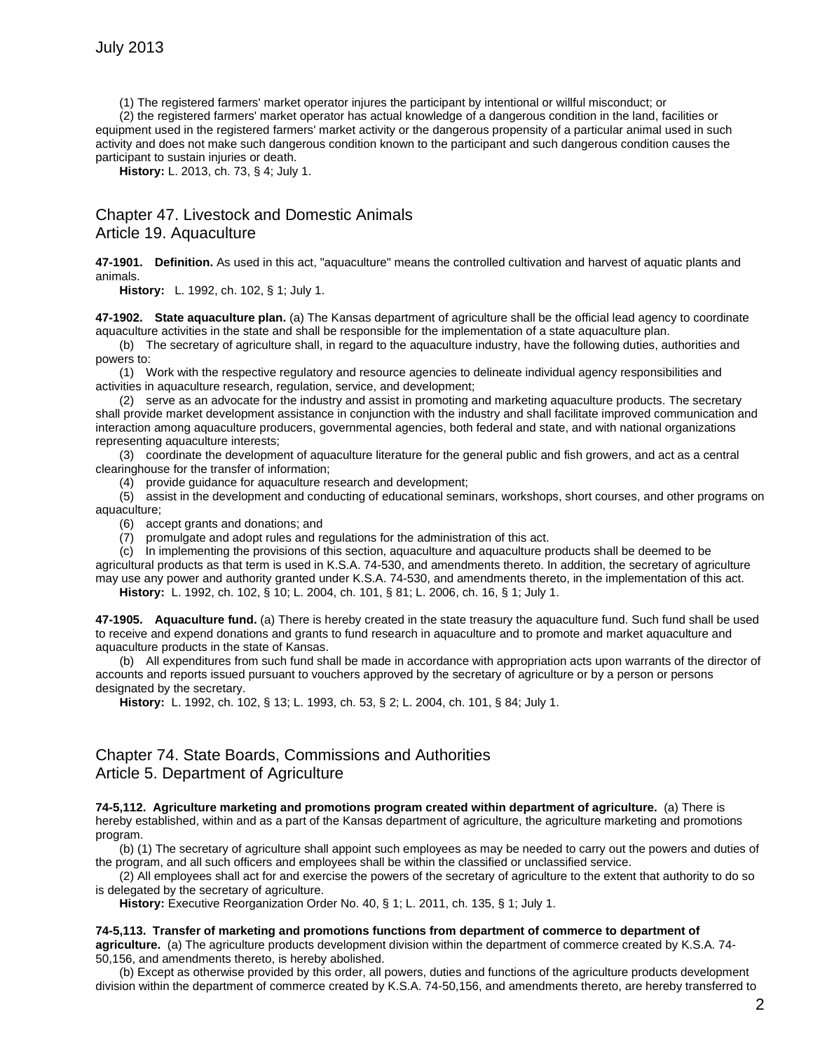(1) The registered farmers' market operator injures the participant by intentional or willful misconduct; or

(2) the registered farmers' market operator has actual knowledge of a dangerous condition in the land, facilities or equipment used in the registered farmers' market activity or the dangerous propensity of a particular animal used in such activity and does not make such dangerous condition known to the participant and such dangerous condition causes the participant to sustain injuries or death.

**History:** L. 2013, ch. 73, § 4; July 1.

## Chapter 47. Livestock and Domestic Animals
## Article 19. Aquaculture

**47-1901. Definition.** As used in this act, "aquaculture" means the controlled cultivation and harvest of aquatic plants and animals.

**History:** L. 1992, ch. 102, § 1; July 1.

**47-1902. State aquaculture plan.** (a) The Kansas department of agriculture shall be the official lead agency to coordinate aquaculture activities in the state and shall be responsible for the implementation of a state aquaculture plan.

(b) The secretary of agriculture shall, in regard to the aquaculture industry, have the following duties, authorities and powers to:

(1) Work with the respective regulatory and resource agencies to delineate individual agency responsibilities and activities in aquaculture research, regulation, service, and development;

(2) serve as an advocate for the industry and assist in promoting and marketing aquaculture products. The secretary shall provide market development assistance in conjunction with the industry and shall facilitate improved communication and interaction among aquaculture producers, governmental agencies, both federal and state, and with national organizations representing aquaculture interests;

(3) coordinate the development of aquaculture literature for the general public and fish growers, and act as a central clearinghouse for the transfer of information;

(4) provide guidance for aquaculture research and development;

(5) assist in the development and conducting of educational seminars, workshops, short courses, and other programs on aquaculture;

(6) accept grants and donations; and

(7) promulgate and adopt rules and regulations for the administration of this act.

(c) In implementing the provisions of this section, aquaculture and aquaculture products shall be deemed to be agricultural products as that term is used in K.S.A. 74-530, and amendments thereto. In addition, the secretary of agriculture may use any power and authority granted under K.S.A. 74-530, and amendments thereto, in the implementation of this act.

**History:** L. 1992, ch. 102, § 10; L. 2004, ch. 101, § 81; L. 2006, ch. 16, § 1; July 1.

**47-1905. Aquaculture fund.** (a) There is hereby created in the state treasury the aquaculture fund. Such fund shall be used to receive and expend donations and grants to fund research in aquaculture and to promote and market aquaculture and aquaculture products in the state of Kansas.

(b) All expenditures from such fund shall be made in accordance with appropriation acts upon warrants of the director of accounts and reports issued pursuant to vouchers approved by the secretary of agriculture or by a person or persons designated by the secretary.

**History:** L. 1992, ch. 102, § 13; L. 1993, ch. 53, § 2; L. 2004, ch. 101, § 84; July 1.

## Chapter 74. State Boards, Commissions and Authorities
## Article 5. Department of Agriculture

**74-5,112. Agriculture marketing and promotions program created within department of agriculture.** (a) There is hereby established, within and as a part of the Kansas department of agriculture, the agriculture marketing and promotions program.

(b) (1) The secretary of agriculture shall appoint such employees as may be needed to carry out the powers and duties of the program, and all such officers and employees shall be within the classified or unclassified service.

(2) All employees shall act for and exercise the powers of the secretary of agriculture to the extent that authority to do so is delegated by the secretary of agriculture.

**History:** Executive Reorganization Order No. 40, § 1; L. 2011, ch. 135, § 1; July 1.

**74-5,113. Transfer of marketing and promotions functions from department of commerce to department of agriculture.** (a) The agriculture products development division within the department of commerce created by K.S.A. 74-50,156, and amendments thereto, is hereby abolished.

(b) Except as otherwise provided by this order, all powers, duties and functions of the agriculture products development division within the department of commerce created by K.S.A. 74-50,156, and amendments thereto, are hereby transferred to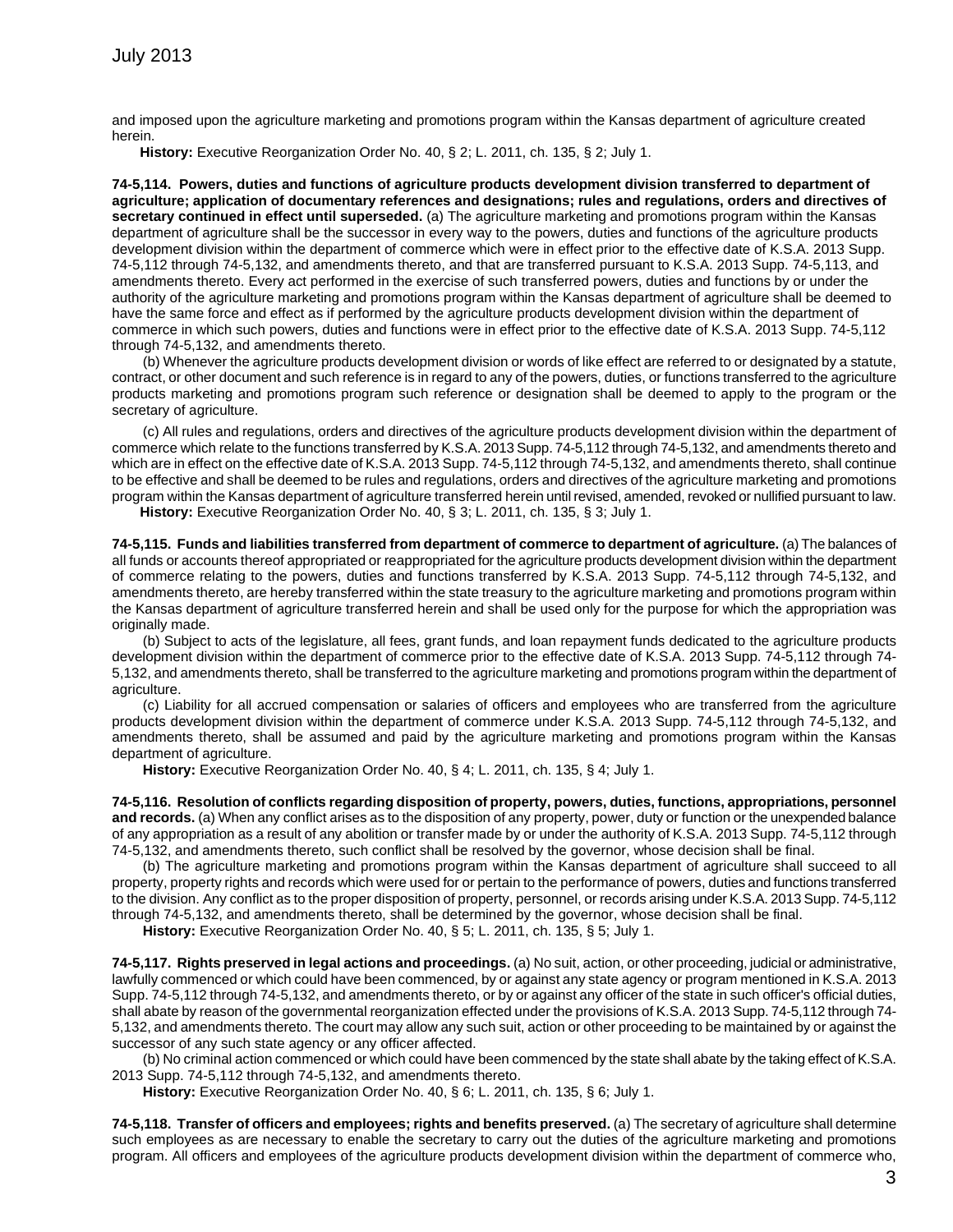and imposed upon the agriculture marketing and promotions program within the Kansas department of agriculture created herein.

**History:** Executive Reorganization Order No. 40, § 2; L. 2011, ch. 135, § 2; July 1.

**74-5,114. Powers, duties and functions of agriculture products development division transferred to department of agriculture; application of documentary references and designations; rules and regulations, orders and directives of secretary continued in effect until superseded.** (a) The agriculture marketing and promotions program within the Kansas department of agriculture shall be the successor in every way to the powers, duties and functions of the agriculture products development division within the department of commerce which were in effect prior to the effective date of K.S.A. 2013 Supp. 74-5,112 through 74-5,132, and amendments thereto, and that are transferred pursuant to K.S.A. 2013 Supp. 74-5,113, and amendments thereto. Every act performed in the exercise of such transferred powers, duties and functions by or under the authority of the agriculture marketing and promotions program within the Kansas department of agriculture shall be deemed to have the same force and effect as if performed by the agriculture products development division within the department of commerce in which such powers, duties and functions were in effect prior to the effective date of K.S.A. 2013 Supp. 74-5,112 through 74-5,132, and amendments thereto.

(b) Whenever the agriculture products development division or words of like effect are referred to or designated by a statute, contract, or other document and such reference is in regard to any of the powers, duties, or functions transferred to the agriculture products marketing and promotions program such reference or designation shall be deemed to apply to the program or the secretary of agriculture.

(c) All rules and regulations, orders and directives of the agriculture products development division within the department of commerce which relate to the functions transferred by K.S.A. 2013 Supp. 74-5,112 through 74-5,132, and amendments thereto and which are in effect on the effective date of K.S.A. 2013 Supp. 74-5,112 through 74-5,132, and amendments thereto, shall continue to be effective and shall be deemed to be rules and regulations, orders and directives of the agriculture marketing and promotions program within the Kansas department of agriculture transferred herein until revised, amended, revoked or nullified pursuant to law.

**History:** Executive Reorganization Order No. 40, § 3; L. 2011, ch. 135, § 3; July 1.

**74-5,115. Funds and liabilities transferred from department of commerce to department of agriculture.** (a) The balances of all funds or accounts thereof appropriated or reappropriated for the agriculture products development division within the department of commerce relating to the powers, duties and functions transferred by K.S.A. 2013 Supp. 74-5,112 through 74-5,132, and amendments thereto, are hereby transferred within the state treasury to the agriculture marketing and promotions program within the Kansas department of agriculture transferred herein and shall be used only for the purpose for which the appropriation was originally made.

(b) Subject to acts of the legislature, all fees, grant funds, and loan repayment funds dedicated to the agriculture products development division within the department of commerce prior to the effective date of K.S.A. 2013 Supp. 74-5,112 through 74-5,132, and amendments thereto, shall be transferred to the agriculture marketing and promotions program within the department of agriculture.

(c) Liability for all accrued compensation or salaries of officers and employees who are transferred from the agriculture products development division within the department of commerce under K.S.A. 2013 Supp. 74-5,112 through 74-5,132, and amendments thereto, shall be assumed and paid by the agriculture marketing and promotions program within the Kansas department of agriculture.

**History:** Executive Reorganization Order No. 40, § 4; L. 2011, ch. 135, § 4; July 1.

**74-5,116. Resolution of conflicts regarding disposition of property, powers, duties, functions, appropriations, personnel and records.** (a) When any conflict arises as to the disposition of any property, power, duty or function or the unexpended balance of any appropriation as a result of any abolition or transfer made by or under the authority of K.S.A. 2013 Supp. 74-5,112 through 74-5,132, and amendments thereto, such conflict shall be resolved by the governor, whose decision shall be final.

(b) The agriculture marketing and promotions program within the Kansas department of agriculture shall succeed to all property, property rights and records which were used for or pertain to the performance of powers, duties and functions transferred to the division. Any conflict as to the proper disposition of property, personnel, or records arising under K.S.A. 2013 Supp. 74-5,112 through 74-5,132, and amendments thereto, shall be determined by the governor, whose decision shall be final.

**History:** Executive Reorganization Order No. 40, § 5; L. 2011, ch. 135, § 5; July 1.

**74-5,117. Rights preserved in legal actions and proceedings.** (a) No suit, action, or other proceeding, judicial or administrative, lawfully commenced or which could have been commenced, by or against any state agency or program mentioned in K.S.A. 2013 Supp. 74-5,112 through 74-5,132, and amendments thereto, or by or against any officer of the state in such officer's official duties, shall abate by reason of the governmental reorganization effected under the provisions of K.S.A. 2013 Supp. 74-5,112 through 74-5,132, and amendments thereto. The court may allow any such suit, action or other proceeding to be maintained by or against the successor of any such state agency or any officer affected.

(b) No criminal action commenced or which could have been commenced by the state shall abate by the taking effect of K.S.A. 2013 Supp. 74-5,112 through 74-5,132, and amendments thereto.

**History:** Executive Reorganization Order No. 40, § 6; L. 2011, ch. 135, § 6; July 1.

**74-5,118. Transfer of officers and employees; rights and benefits preserved.** (a) The secretary of agriculture shall determine such employees as are necessary to enable the secretary to carry out the duties of the agriculture marketing and promotions program. All officers and employees of the agriculture products development division within the department of commerce who,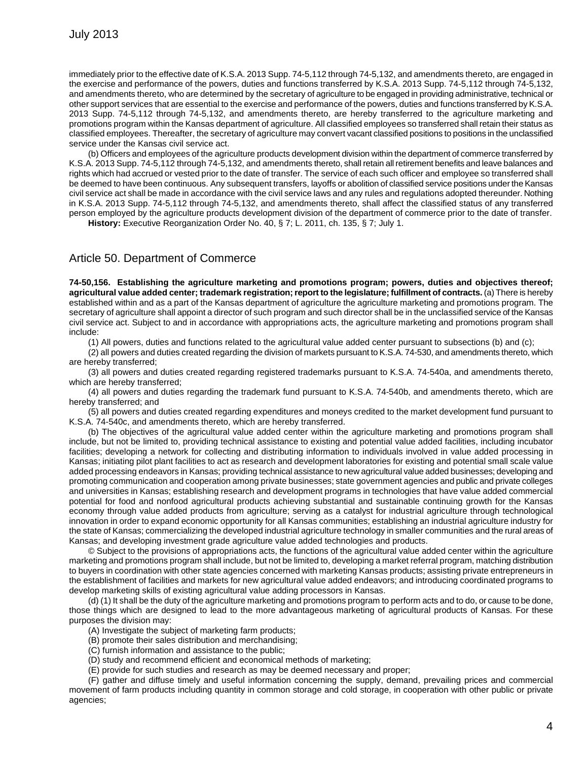immediately prior to the effective date of K.S.A. 2013 Supp. 74-5,112 through 74-5,132, and amendments thereto, are engaged in the exercise and performance of the powers, duties and functions transferred by K.S.A. 2013 Supp. 74-5,112 through 74-5,132, and amendments thereto, who are determined by the secretary of agriculture to be engaged in providing administrative, technical or other support services that are essential to the exercise and performance of the powers, duties and functions transferred by K.S.A. 2013 Supp. 74-5,112 through 74-5,132, and amendments thereto, are hereby transferred to the agriculture marketing and promotions program within the Kansas department of agriculture. All classified employees so transferred shall retain their status as classified employees. Thereafter, the secretary of agriculture may convert vacant classified positions to positions in the unclassified service under the Kansas civil service act.

(b) Officers and employees of the agriculture products development division within the department of commerce transferred by K.S.A. 2013 Supp. 74-5,112 through 74-5,132, and amendments thereto, shall retain all retirement benefits and leave balances and rights which had accrued or vested prior to the date of transfer. The service of each such officer and employee so transferred shall be deemed to have been continuous. Any subsequent transfers, layoffs or abolition of classified service positions under the Kansas civil service act shall be made in accordance with the civil service laws and any rules and regulations adopted thereunder. Nothing in K.S.A. 2013 Supp. 74-5,112 through 74-5,132, and amendments thereto, shall affect the classified status of any transferred person employed by the agriculture products development division of the department of commerce prior to the date of transfer.

**History:** Executive Reorganization Order No. 40, § 7; L. 2011, ch. 135, § 7; July 1.

## Article 50. Department of Commerce

**74-50,156. Establishing the agriculture marketing and promotions program; powers, duties and objectives thereof; agricultural value added center; trademark registration; report to the legislature; fulfillment of contracts.** (a) There is hereby established within and as a part of the Kansas department of agriculture the agriculture marketing and promotions program. The secretary of agriculture shall appoint a director of such program and such director shall be in the unclassified service of the Kansas civil service act. Subject to and in accordance with appropriations acts, the agriculture marketing and promotions program shall include:

(1) All powers, duties and functions related to the agricultural value added center pursuant to subsections (b) and (c);

(2) all powers and duties created regarding the division of markets pursuant to K.S.A. 74-530, and amendments thereto, which are hereby transferred;

(3) all powers and duties created regarding registered trademarks pursuant to K.S.A. 74-540a, and amendments thereto, which are hereby transferred;

(4) all powers and duties regarding the trademark fund pursuant to K.S.A. 74-540b, and amendments thereto, which are hereby transferred; and

(5) all powers and duties created regarding expenditures and moneys credited to the market development fund pursuant to K.S.A. 74-540c, and amendments thereto, which are hereby transferred.

(b) The objectives of the agricultural value added center within the agriculture marketing and promotions program shall include, but not be limited to, providing technical assistance to existing and potential value added facilities, including incubator facilities; developing a network for collecting and distributing information to individuals involved in value added processing in Kansas; initiating pilot plant facilities to act as research and development laboratories for existing and potential small scale value added processing endeavors in Kansas; providing technical assistance to new agricultural value added businesses; developing and promoting communication and cooperation among private businesses; state government agencies and public and private colleges and universities in Kansas; establishing research and development programs in technologies that have value added commercial potential for food and nonfood agricultural products achieving substantial and sustainable continuing growth for the Kansas economy through value added products from agriculture; serving as a catalyst for industrial agriculture through technological innovation in order to expand economic opportunity for all Kansas communities; establishing an industrial agriculture industry for the state of Kansas; commercializing the developed industrial agriculture technology in smaller communities and the rural areas of Kansas; and developing investment grade agriculture value added technologies and products.

© Subject to the provisions of appropriations acts, the functions of the agricultural value added center within the agriculture marketing and promotions program shall include, but not be limited to, developing a market referral program, matching distribution to buyers in coordination with other state agencies concerned with marketing Kansas products; assisting private entrepreneurs in the establishment of facilities and markets for new agricultural value added endeavors; and introducing coordinated programs to develop marketing skills of existing agricultural value adding processors in Kansas.

(d) (1) It shall be the duty of the agriculture marketing and promotions program to perform acts and to do, or cause to be done, those things which are designed to lead to the more advantageous marketing of agricultural products of Kansas. For these purposes the division may:

(A) Investigate the subject of marketing farm products;

(B) promote their sales distribution and merchandising;

(C) furnish information and assistance to the public;

(D) study and recommend efficient and economical methods of marketing;

(E) provide for such studies and research as may be deemed necessary and proper;

(F) gather and diffuse timely and useful information concerning the supply, demand, prevailing prices and commercial movement of farm products including quantity in common storage and cold storage, in cooperation with other public or private agencies;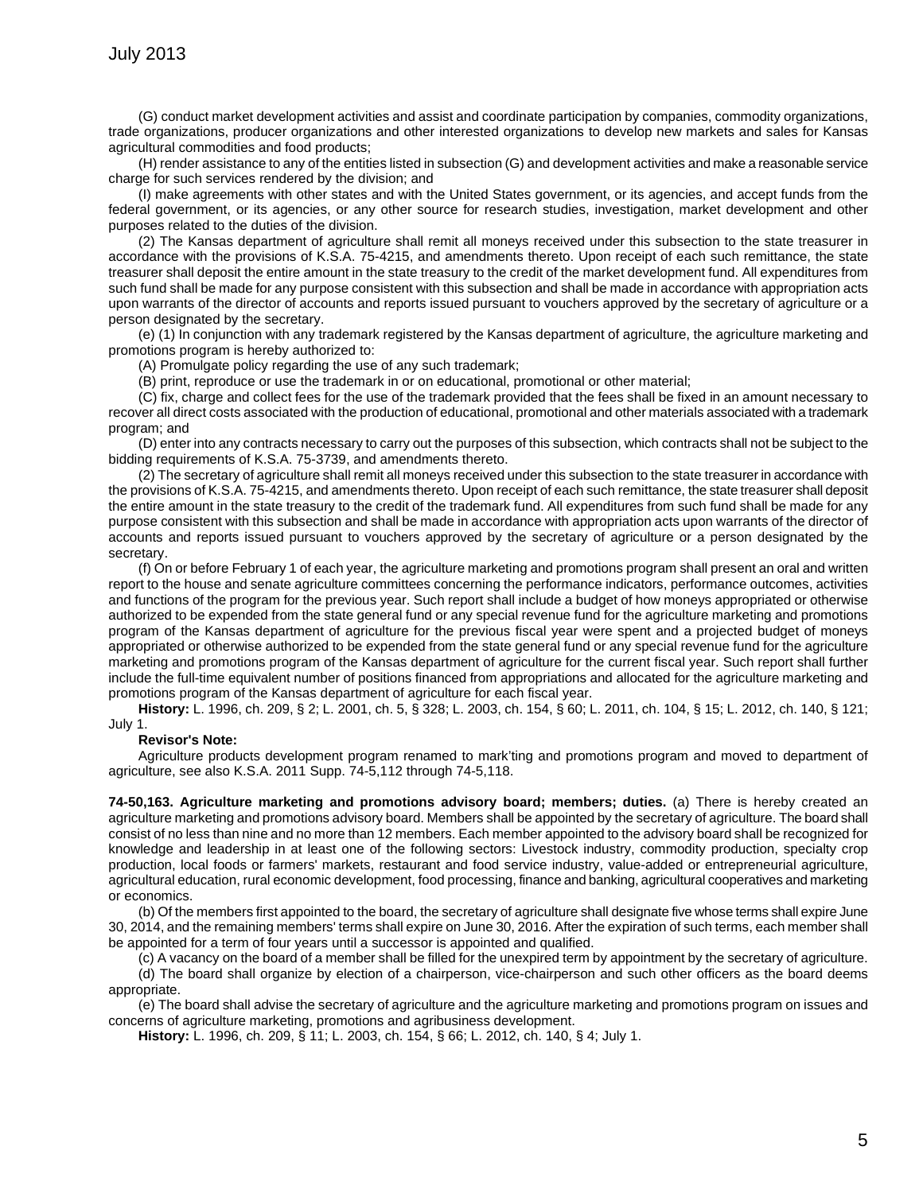(G) conduct market development activities and assist and coordinate participation by companies, commodity organizations, trade organizations, producer organizations and other interested organizations to develop new markets and sales for Kansas agricultural commodities and food products;

(H) render assistance to any of the entities listed in subsection (G) and development activities and make a reasonable service charge for such services rendered by the division; and

(I) make agreements with other states and with the United States government, or its agencies, and accept funds from the federal government, or its agencies, or any other source for research studies, investigation, market development and other purposes related to the duties of the division.

(2) The Kansas department of agriculture shall remit all moneys received under this subsection to the state treasurer in accordance with the provisions of K.S.A. 75-4215, and amendments thereto. Upon receipt of each such remittance, the state treasurer shall deposit the entire amount in the state treasury to the credit of the market development fund. All expenditures from such fund shall be made for any purpose consistent with this subsection and shall be made in accordance with appropriation acts upon warrants of the director of accounts and reports issued pursuant to vouchers approved by the secretary of agriculture or a person designated by the secretary.

(e) (1) In conjunction with any trademark registered by the Kansas department of agriculture, the agriculture marketing and promotions program is hereby authorized to:

(A) Promulgate policy regarding the use of any such trademark;

(B) print, reproduce or use the trademark in or on educational, promotional or other material;

(C) fix, charge and collect fees for the use of the trademark provided that the fees shall be fixed in an amount necessary to recover all direct costs associated with the production of educational, promotional and other materials associated with a trademark program; and

(D) enter into any contracts necessary to carry out the purposes of this subsection, which contracts shall not be subject to the bidding requirements of K.S.A. 75-3739, and amendments thereto.

(2) The secretary of agriculture shall remit all moneys received under this subsection to the state treasurer in accordance with the provisions of K.S.A. 75-4215, and amendments thereto. Upon receipt of each such remittance, the state treasurer shall deposit the entire amount in the state treasury to the credit of the trademark fund. All expenditures from such fund shall be made for any purpose consistent with this subsection and shall be made in accordance with appropriation acts upon warrants of the director of accounts and reports issued pursuant to vouchers approved by the secretary of agriculture or a person designated by the secretary.

(f) On or before February 1 of each year, the agriculture marketing and promotions program shall present an oral and written report to the house and senate agriculture committees concerning the performance indicators, performance outcomes, activities and functions of the program for the previous year. Such report shall include a budget of how moneys appropriated or otherwise authorized to be expended from the state general fund or any special revenue fund for the agriculture marketing and promotions program of the Kansas department of agriculture for the previous fiscal year were spent and a projected budget of moneys appropriated or otherwise authorized to be expended from the state general fund or any special revenue fund for the agriculture marketing and promotions program of the Kansas department of agriculture for the current fiscal year. Such report shall further include the full-time equivalent number of positions financed from appropriations and allocated for the agriculture marketing and promotions program of the Kansas department of agriculture for each fiscal year.

**History:** L. 1996, ch. 209, § 2; L. 2001, ch. 5, § 328; L. 2003, ch. 154, § 60; L. 2011, ch. 104, § 15; L. 2012, ch. 140, § 121; July 1.

**Revisor's Note:**

Agriculture products development program renamed to mark'ting and promotions program and moved to department of agriculture, see also K.S.A. 2011 Supp. 74-5,112 through 74-5,118.

**74-50,163. Agriculture marketing and promotions advisory board; members; duties.** (a) There is hereby created an agriculture marketing and promotions advisory board. Members shall be appointed by the secretary of agriculture. The board shall consist of no less than nine and no more than 12 members. Each member appointed to the advisory board shall be recognized for knowledge and leadership in at least one of the following sectors: Livestock industry, commodity production, specialty crop production, local foods or farmers' markets, restaurant and food service industry, value-added or entrepreneurial agriculture, agricultural education, rural economic development, food processing, finance and banking, agricultural cooperatives and marketing or economics.

(b) Of the members first appointed to the board, the secretary of agriculture shall designate five whose terms shall expire June 30, 2014, and the remaining members' terms shall expire on June 30, 2016. After the expiration of such terms, each member shall be appointed for a term of four years until a successor is appointed and qualified.

(c) A vacancy on the board of a member shall be filled for the unexpired term by appointment by the secretary of agriculture.

(d) The board shall organize by election of a chairperson, vice-chairperson and such other officers as the board deems appropriate.

(e) The board shall advise the secretary of agriculture and the agriculture marketing and promotions program on issues and concerns of agriculture marketing, promotions and agribusiness development.

**History:** L. 1996, ch. 209, § 11; L. 2003, ch. 154, § 66; L. 2012, ch. 140, § 4; July 1.